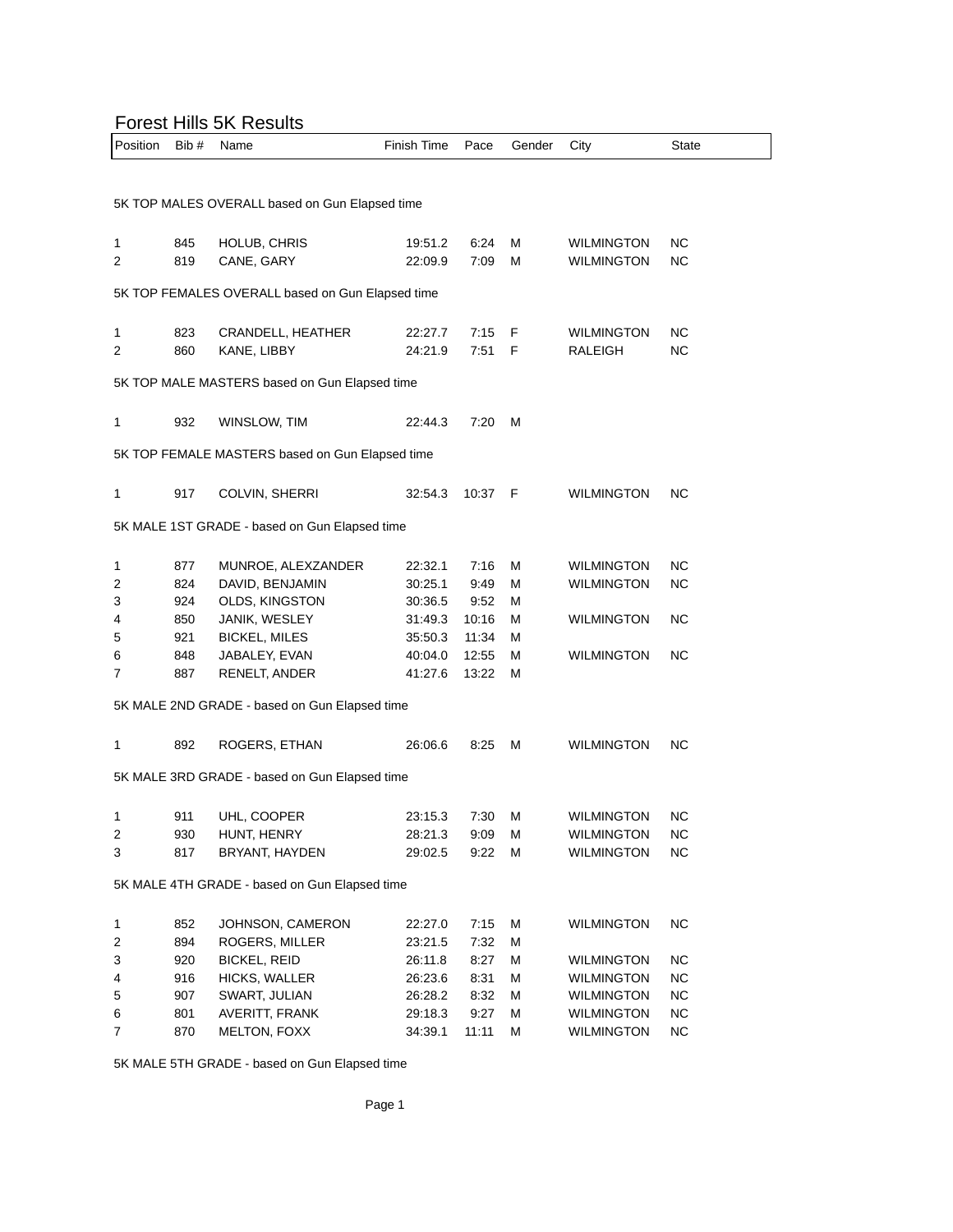# Forest Hills 5K Results

| Position | Bib # | Name | Finish Time | Pace | Gender | City | State |
|---|---|---|---|---|---|---|---|

5K TOP MALES OVERALL based on Gun Elapsed time

| Position | Bib # | Name | Finish Time | Pace | Gender | City | State |
|---|---|---|---|---|---|---|---|
| 1 | 845 | HOLUB, CHRIS | 19:51.2 | 6:24 | M | WILMINGTON | NC |
| 2 | 819 | CANE, GARY | 22:09.9 | 7:09 | M | WILMINGTON | NC |

5K TOP FEMALES OVERALL based on Gun Elapsed time

| Position | Bib # | Name | Finish Time | Pace | Gender | City | State |
|---|---|---|---|---|---|---|---|
| 1 | 823 | CRANDELL, HEATHER | 22:27.7 | 7:15 | F | WILMINGTON | NC |
| 2 | 860 | KANE, LIBBY | 24:21.9 | 7:51 | F | RALEIGH | NC |

5K TOP MALE MASTERS based on Gun Elapsed time

| Position | Bib # | Name | Finish Time | Pace | Gender | City | State |
|---|---|---|---|---|---|---|---|
| 1 | 932 | WINSLOW, TIM | 22:44.3 | 7:20 | M | | |

5K TOP FEMALE MASTERS based on Gun Elapsed time

| Position | Bib # | Name | Finish Time | Pace | Gender | City | State |
|---|---|---|---|---|---|---|---|
| 1 | 917 | COLVIN, SHERRI | 32:54.3 | 10:37 | F | WILMINGTON | NC |

5K MALE 1ST GRADE - based on Gun Elapsed time

| Position | Bib # | Name | Finish Time | Pace | Gender | City | State |
|---|---|---|---|---|---|---|---|
| 1 | 877 | MUNROE, ALEXZANDER | 22:32.1 | 7:16 | M | WILMINGTON | NC |
| 2 | 824 | DAVID, BENJAMIN | 30:25.1 | 9:49 | M | WILMINGTON | NC |
| 3 | 924 | OLDS, KINGSTON | 30:36.5 | 9:52 | M | | |
| 4 | 850 | JANIK, WESLEY | 31:49.3 | 10:16 | M | WILMINGTON | NC |
| 5 | 921 | BICKEL, MILES | 35:50.3 | 11:34 | M | | |
| 6 | 848 | JABALEY, EVAN | 40:04.0 | 12:55 | M | WILMINGTON | NC |
| 7 | 887 | RENELT, ANDER | 41:27.6 | 13:22 | M | | |

5K MALE 2ND GRADE - based on Gun Elapsed time

| Position | Bib # | Name | Finish Time | Pace | Gender | City | State |
|---|---|---|---|---|---|---|---|
| 1 | 892 | ROGERS, ETHAN | 26:06.6 | 8:25 | M | WILMINGTON | NC |

5K MALE 3RD GRADE - based on Gun Elapsed time

| Position | Bib # | Name | Finish Time | Pace | Gender | City | State |
|---|---|---|---|---|---|---|---|
| 1 | 911 | UHL, COOPER | 23:15.3 | 7:30 | M | WILMINGTON | NC |
| 2 | 930 | HUNT, HENRY | 28:21.3 | 9:09 | M | WILMINGTON | NC |
| 3 | 817 | BRYANT, HAYDEN | 29:02.5 | 9:22 | M | WILMINGTON | NC |

5K MALE 4TH GRADE - based on Gun Elapsed time

| Position | Bib # | Name | Finish Time | Pace | Gender | City | State |
|---|---|---|---|---|---|---|---|
| 1 | 852 | JOHNSON, CAMERON | 22:27.0 | 7:15 | M | WILMINGTON | NC |
| 2 | 894 | ROGERS, MILLER | 23:21.5 | 7:32 | M | | |
| 3 | 920 | BICKEL, REID | 26:11.8 | 8:27 | M | WILMINGTON | NC |
| 4 | 916 | HICKS, WALLER | 26:23.6 | 8:31 | M | WILMINGTON | NC |
| 5 | 907 | SWART, JULIAN | 26:28.2 | 8:32 | M | WILMINGTON | NC |
| 6 | 801 | AVERITT, FRANK | 29:18.3 | 9:27 | M | WILMINGTON | NC |
| 7 | 870 | MELTON, FOXX | 34:39.1 | 11:11 | M | WILMINGTON | NC |

5K MALE 5TH GRADE - based on Gun Elapsed time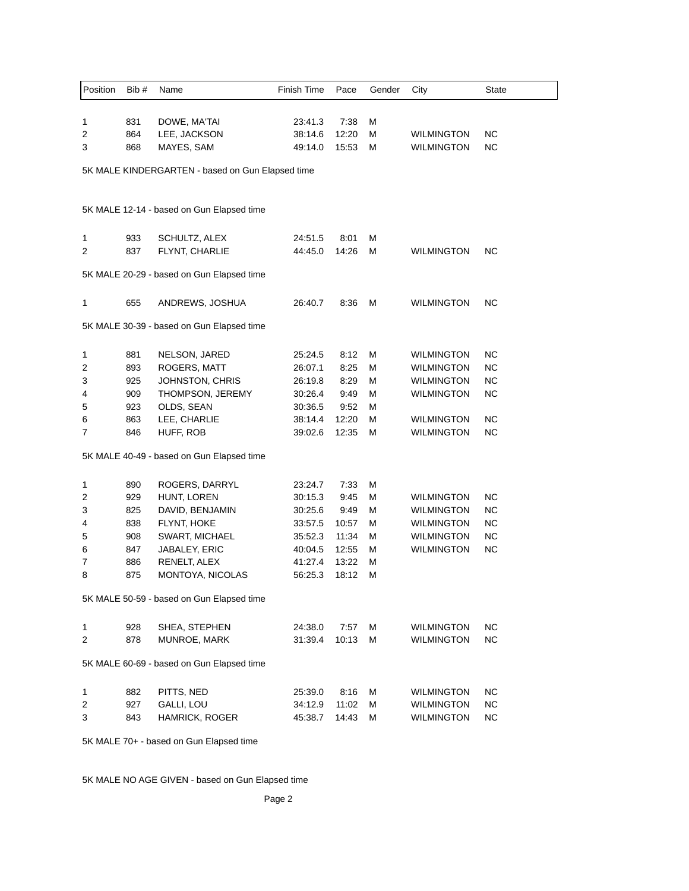| Position | Bib # | Name | Finish Time | Pace | Gender | City | State |
|---|---|---|---|---|---|---|---|
| 1 | 831 | DOWE, MA'TAI | 23:41.3 | 7:38 | M | | |
| 2 | 864 | LEE, JACKSON | 38:14.6 | 12:20 | M | WILMINGTON | NC |
| 3 | 868 | MAYES, SAM | 49:14.0 | 15:53 | M | WILMINGTON | NC |

5K MALE KINDERGARTEN - based on Gun Elapsed time

5K MALE 12-14 - based on Gun Elapsed time

| Position | Bib # | Name | Finish Time | Pace | Gender | City | State |
|---|---|---|---|---|---|---|---|
| 1 | 933 | SCHULTZ, ALEX | 24:51.5 | 8:01 | M | | |
| 2 | 837 | FLYNT, CHARLIE | 44:45.0 | 14:26 | M | WILMINGTON | NC |

5K MALE 20-29 - based on Gun Elapsed time

| Position | Bib # | Name | Finish Time | Pace | Gender | City | State |
|---|---|---|---|---|---|---|---|
| 1 | 655 | ANDREWS, JOSHUA | 26:40.7 | 8:36 | M | WILMINGTON | NC |

5K MALE 30-39 - based on Gun Elapsed time

| Position | Bib # | Name | Finish Time | Pace | Gender | City | State |
|---|---|---|---|---|---|---|---|
| 1 | 881 | NELSON, JARED | 25:24.5 | 8:12 | M | WILMINGTON | NC |
| 2 | 893 | ROGERS, MATT | 26:07.1 | 8:25 | M | WILMINGTON | NC |
| 3 | 925 | JOHNSTON, CHRIS | 26:19.8 | 8:29 | M | WILMINGTON | NC |
| 4 | 909 | THOMPSON, JEREMY | 30:26.4 | 9:49 | M | WILMINGTON | NC |
| 5 | 923 | OLDS, SEAN | 30:36.5 | 9:52 | M | | |
| 6 | 863 | LEE, CHARLIE | 38:14.4 | 12:20 | M | WILMINGTON | NC |
| 7 | 846 | HUFF, ROB | 39:02.6 | 12:35 | M | WILMINGTON | NC |

5K MALE 40-49 - based on Gun Elapsed time

| Position | Bib # | Name | Finish Time | Pace | Gender | City | State |
|---|---|---|---|---|---|---|---|
| 1 | 890 | ROGERS, DARRYL | 23:24.7 | 7:33 | M | | |
| 2 | 929 | HUNT, LOREN | 30:15.3 | 9:45 | M | WILMINGTON | NC |
| 3 | 825 | DAVID, BENJAMIN | 30:25.6 | 9:49 | M | WILMINGTON | NC |
| 4 | 838 | FLYNT, HOKE | 33:57.5 | 10:57 | M | WILMINGTON | NC |
| 5 | 908 | SWART, MICHAEL | 35:52.3 | 11:34 | M | WILMINGTON | NC |
| 6 | 847 | JABALEY, ERIC | 40:04.5 | 12:55 | M | WILMINGTON | NC |
| 7 | 886 | RENELT, ALEX | 41:27.4 | 13:22 | M | | |
| 8 | 875 | MONTOYA, NICOLAS | 56:25.3 | 18:12 | M | | |

5K MALE 50-59 - based on Gun Elapsed time

| Position | Bib # | Name | Finish Time | Pace | Gender | City | State |
|---|---|---|---|---|---|---|---|
| 1 | 928 | SHEA, STEPHEN | 24:38.0 | 7:57 | M | WILMINGTON | NC |
| 2 | 878 | MUNROE, MARK | 31:39.4 | 10:13 | M | WILMINGTON | NC |

5K MALE 60-69 - based on Gun Elapsed time

| Position | Bib # | Name | Finish Time | Pace | Gender | City | State |
|---|---|---|---|---|---|---|---|
| 1 | 882 | PITTS, NED | 25:39.0 | 8:16 | M | WILMINGTON | NC |
| 2 | 927 | GALLI, LOU | 34:12.9 | 11:02 | M | WILMINGTON | NC |
| 3 | 843 | HAMRICK, ROGER | 45:38.7 | 14:43 | M | WILMINGTON | NC |

5K MALE 70+ - based on Gun Elapsed time

5K MALE NO AGE GIVEN - based on Gun Elapsed time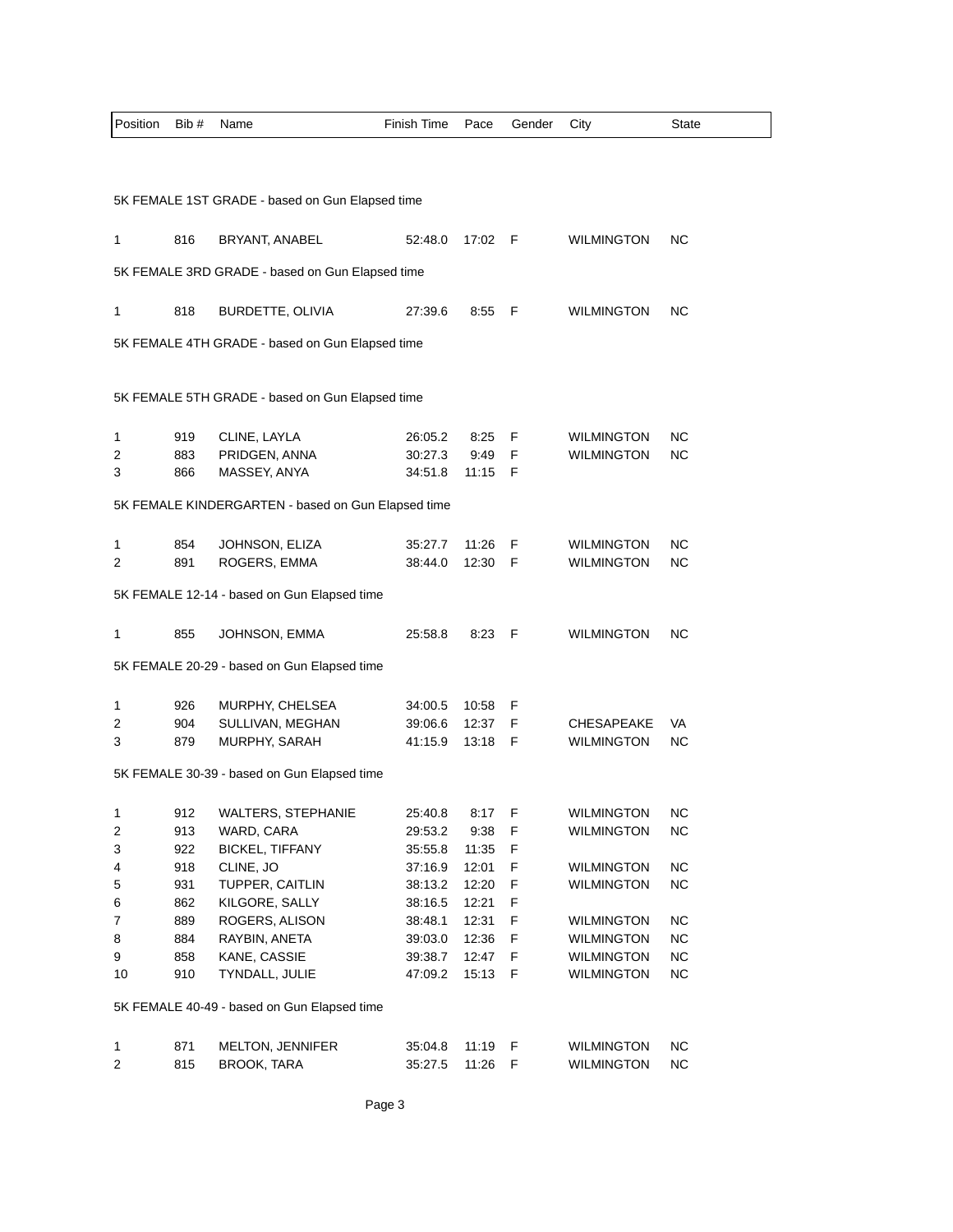| Position | Bib # | Name | Finish Time | Pace | Gender | City | State |
|---|---|---|---|---|---|---|---|

5K FEMALE 1ST GRADE - based on Gun Elapsed time

| Position | Bib # | Name | Finish Time | Pace | Gender | City | State |
|---|---|---|---|---|---|---|---|
| 1 | 816 | BRYANT, ANABEL | 52:48.0 | 17:02 | F | WILMINGTON | NC |

5K FEMALE 3RD GRADE - based on Gun Elapsed time

| Position | Bib # | Name | Finish Time | Pace | Gender | City | State |
|---|---|---|---|---|---|---|---|
| 1 | 818 | BURDETTE, OLIVIA | 27:39.6 | 8:55 | F | WILMINGTON | NC |

5K FEMALE 4TH GRADE - based on Gun Elapsed time

5K FEMALE 5TH GRADE - based on Gun Elapsed time

| Position | Bib # | Name | Finish Time | Pace | Gender | City | State |
|---|---|---|---|---|---|---|---|
| 1 | 919 | CLINE, LAYLA | 26:05.2 | 8:25 | F | WILMINGTON | NC |
| 2 | 883 | PRIDGEN, ANNA | 30:27.3 | 9:49 | F | WILMINGTON | NC |
| 3 | 866 | MASSEY, ANYA | 34:51.8 | 11:15 | F | | |

5K FEMALE KINDERGARTEN - based on Gun Elapsed time

| Position | Bib # | Name | Finish Time | Pace | Gender | City | State |
|---|---|---|---|---|---|---|---|
| 1 | 854 | JOHNSON, ELIZA | 35:27.7 | 11:26 | F | WILMINGTON | NC |
| 2 | 891 | ROGERS, EMMA | 38:44.0 | 12:30 | F | WILMINGTON | NC |

5K FEMALE 12-14 - based on Gun Elapsed time

| Position | Bib # | Name | Finish Time | Pace | Gender | City | State |
|---|---|---|---|---|---|---|---|
| 1 | 855 | JOHNSON, EMMA | 25:58.8 | 8:23 | F | WILMINGTON | NC |

5K FEMALE 20-29 - based on Gun Elapsed time

| Position | Bib # | Name | Finish Time | Pace | Gender | City | State |
|---|---|---|---|---|---|---|---|
| 1 | 926 | MURPHY, CHELSEA | 34:00.5 | 10:58 | F | | |
| 2 | 904 | SULLIVAN, MEGHAN | 39:06.6 | 12:37 | F | CHESAPEAKE | VA |
| 3 | 879 | MURPHY, SARAH | 41:15.9 | 13:18 | F | WILMINGTON | NC |

5K FEMALE 30-39 - based on Gun Elapsed time

| Position | Bib # | Name | Finish Time | Pace | Gender | City | State |
|---|---|---|---|---|---|---|---|
| 1 | 912 | WALTERS, STEPHANIE | 25:40.8 | 8:17 | F | WILMINGTON | NC |
| 2 | 913 | WARD, CARA | 29:53.2 | 9:38 | F | WILMINGTON | NC |
| 3 | 922 | BICKEL, TIFFANY | 35:55.8 | 11:35 | F | | |
| 4 | 918 | CLINE, JO | 37:16.9 | 12:01 | F | WILMINGTON | NC |
| 5 | 931 | TUPPER, CAITLIN | 38:13.2 | 12:20 | F | WILMINGTON | NC |
| 6 | 862 | KILGORE, SALLY | 38:16.5 | 12:21 | F | | |
| 7 | 889 | ROGERS, ALISON | 38:48.1 | 12:31 | F | WILMINGTON | NC |
| 8 | 884 | RAYBIN, ANETA | 39:03.0 | 12:36 | F | WILMINGTON | NC |
| 9 | 858 | KANE, CASSIE | 39:38.7 | 12:47 | F | WILMINGTON | NC |
| 10 | 910 | TYNDALL, JULIE | 47:09.2 | 15:13 | F | WILMINGTON | NC |

5K FEMALE 40-49 - based on Gun Elapsed time

| Position | Bib # | Name | Finish Time | Pace | Gender | City | State |
|---|---|---|---|---|---|---|---|
| 1 | 871 | MELTON, JENNIFER | 35:04.8 | 11:19 | F | WILMINGTON | NC |
| 2 | 815 | BROOK, TARA | 35:27.5 | 11:26 | F | WILMINGTON | NC |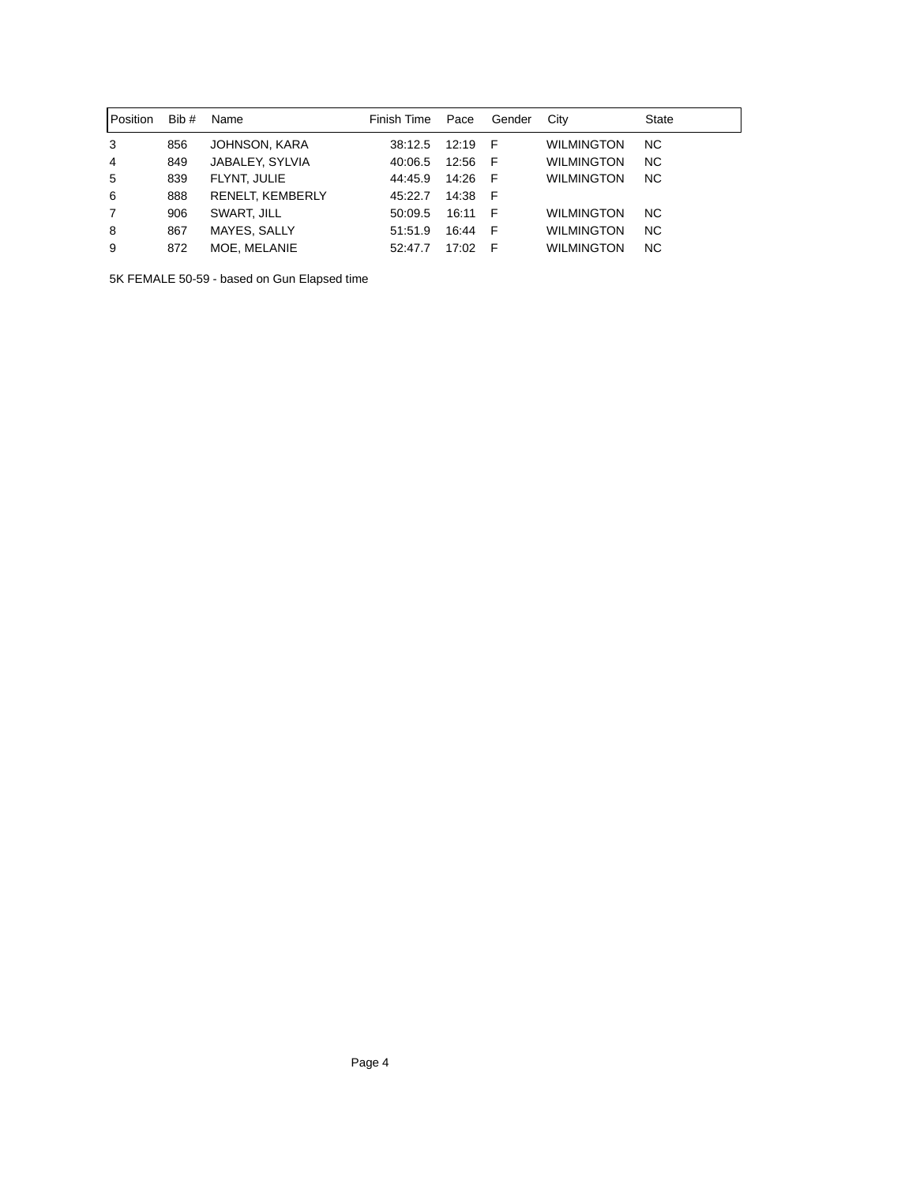| Position | Bib # | Name | Finish Time | Pace | Gender | City | State |
|---|---|---|---|---|---|---|---|
| 3 | 856 | JOHNSON, KARA | 38:12.5 | 12:19 | F | WILMINGTON | NC |
| 4 | 849 | JABALEY, SYLVIA | 40:06.5 | 12:56 | F | WILMINGTON | NC |
| 5 | 839 | FLYNT, JULIE | 44:45.9 | 14:26 | F | WILMINGTON | NC |
| 6 | 888 | RENELT, KEMBERLY | 45:22.7 | 14:38 | F | | |
| 7 | 906 | SWART, JILL | 50:09.5 | 16:11 | F | WILMINGTON | NC |
| 8 | 867 | MAYES, SALLY | 51:51.9 | 16:44 | F | WILMINGTON | NC |
| 9 | 872 | MOE, MELANIE | 52:47.7 | 17:02 | F | WILMINGTON | NC |

5K FEMALE 50-59 - based on Gun Elapsed time